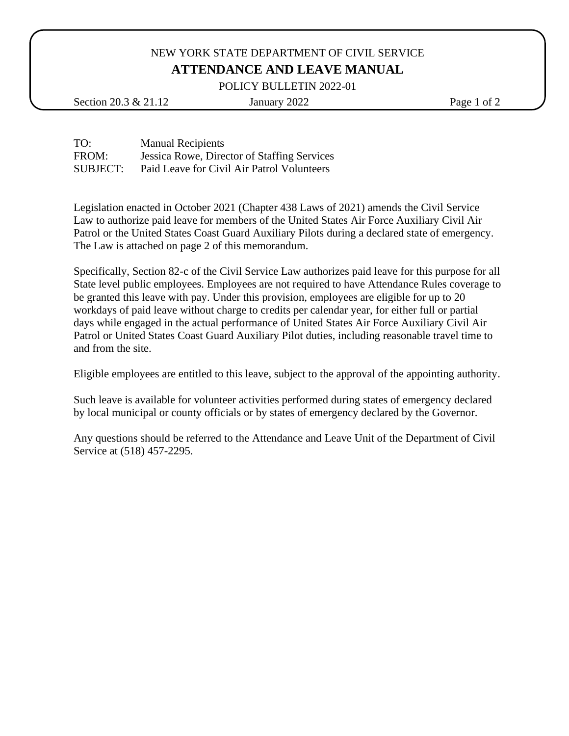NEW YORK STATE DEPARTMENT OF CIVIL SERVICE

# ATTENDANCE AND LEAVE MANUAL

POLICY BULLETIN 2022-01

Section 20.3 & 21.12 | January 2022

TO: Manual Recipients
FROM: Jessica Rowe, Director of Staffing Services
SUBJECT: Paid Leave for Civil Air Patrol Volunteers

Legislation enacted in October 2021 (Chapter 438 Laws of 2021) amends the Civil Service Law to authorize paid leave for members of the United States Air Force Auxiliary Civil Air Patrol or the United States Coast Guard Auxiliary Pilots during a declared state of emergency. The Law is attached on page 2 of this memorandum.

Specifically, Section 82-c of the Civil Service Law authorizes paid leave for this purpose for all State level public employees. Employees are not required to have Attendance Rules coverage to be granted this leave with pay. Under this provision, employees are eligible for up to 20 workdays of paid leave without charge to credits per calendar year, for either full or partial days while engaged in the actual performance of United States Air Force Auxiliary Civil Air Patrol or United States Coast Guard Auxiliary Pilot duties, including reasonable travel time to and from the site.

Eligible employees are entitled to this leave, subject to the approval of the appointing authority.

Such leave is available for volunteer activities performed during states of emergency declared by local municipal or county officials or by states of emergency declared by the Governor.

Any questions should be referred to the Attendance and Leave Unit of the Department of Civil Service at (518) 457-2295.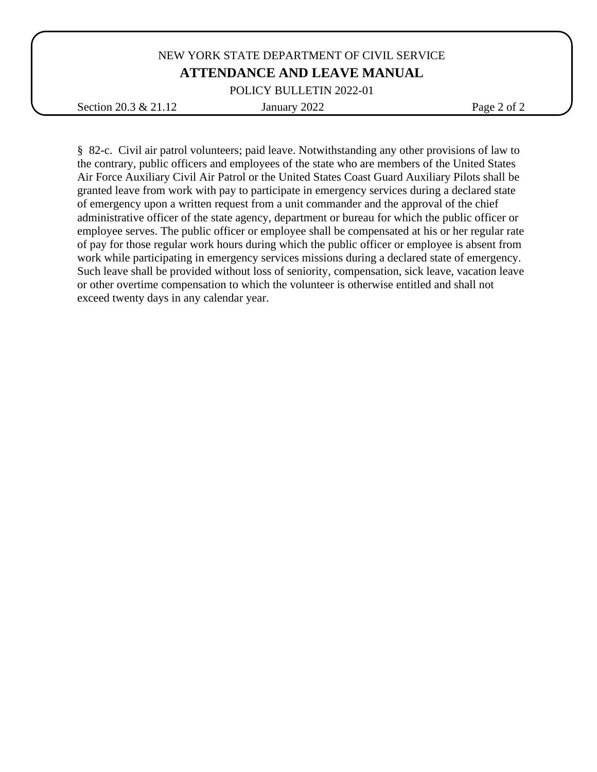§ 82-c. Civil air patrol volunteers; paid leave. Notwithstanding any other provisions of law to the contrary, public officers and employees of the state who are members of the United States Air Force Auxiliary Civil Air Patrol or the United States Coast Guard Auxiliary Pilots shall be granted leave from work with pay to participate in emergency services during a declared state of emergency upon a written request from a unit commander and the approval of the chief administrative officer of the state agency, department or bureau for which the public officer or employee serves. The public officer or employee shall be compensated at his or her regular rate of pay for those regular work hours during which the public officer or employee is absent from work while participating in emergency services missions during a declared state of emergency. Such leave shall be provided without loss of seniority, compensation, sick leave, vacation leave or other overtime compensation to which the volunteer is otherwise entitled and shall not exceed twenty days in any calendar year.